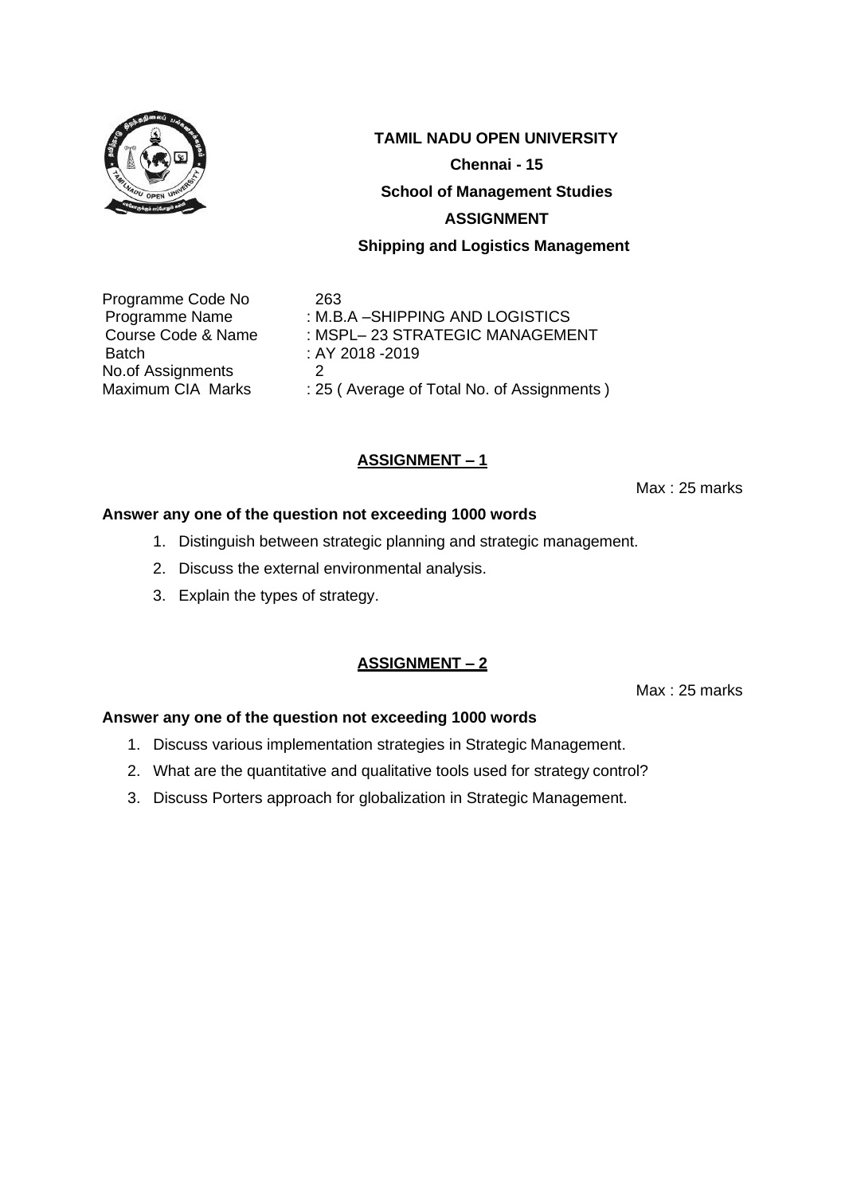**TAMIL NADU OPEN UNIVERSITY**

**Chennai - 15**

**School of Management Studies**

**ASSIGNMENT**

**Shipping and Logistics Management**

Programme Code No 263
Programme Name : M.B.A –SHIPPING AND LOGISTICS
Course Code & Name : MSPL– 23 STRATEGIC MANAGEMENT
Batch : AY 2018 -2019
No.of Assignments 2
Maximum CIA Marks : 25 ( Average of Total No. of Assignments )

## ASSIGNMENT – 1

Max : 25 marks

**Answer any one of the question not exceeding 1000 words**

1. Distinguish between strategic planning and strategic management.
2. Discuss the external environmental analysis.
3. Explain the types of strategy.

## ASSIGNMENT – 2

Max : 25 marks

**Answer any one of the question not exceeding 1000 words**

1. Discuss various implementation strategies in Strategic Management.
2. What are the quantitative and qualitative tools used for strategy control?
3. Discuss Porters approach for globalization in Strategic Management.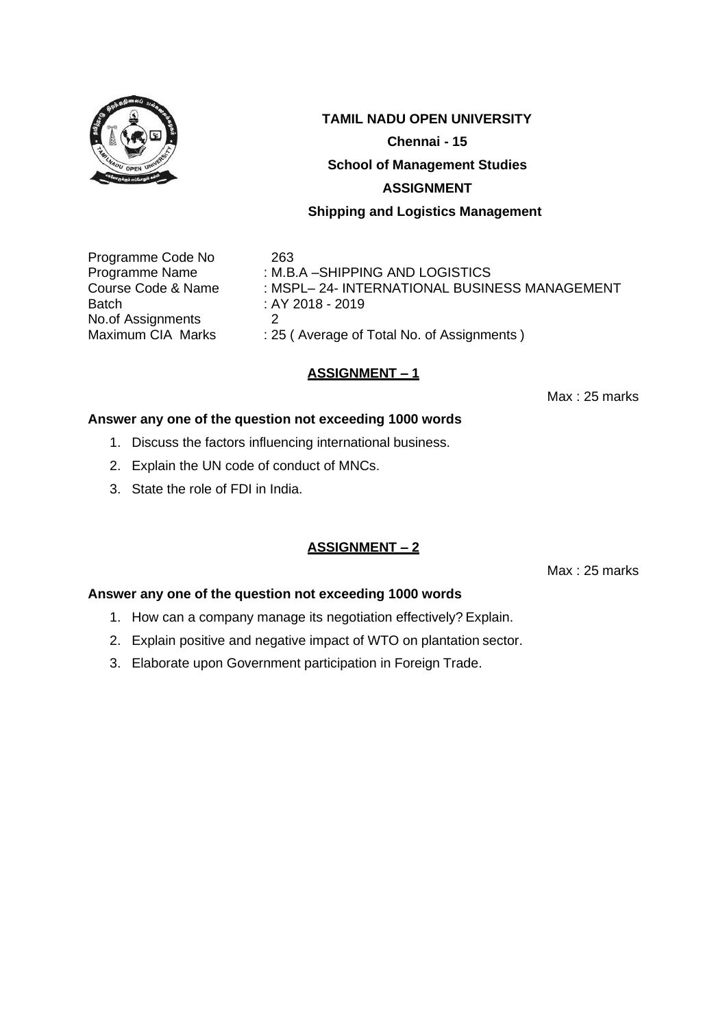**TAMIL NADU OPEN UNIVERSITY**

**Chennai - 15**

**School of Management Studies**

**ASSIGNMENT**

**Shipping and Logistics Management**

| | |
|---|---|
| Programme Code No | 263 |
| Programme Name | : M.B.A –SHIPPING AND LOGISTICS |
| Course Code & Name | : MSPL– 24- INTERNATIONAL BUSINESS MANAGEMENT |
| Batch | : AY 2018 - 2019 |
| No.of Assignments | 2 |
| Maximum CIA Marks | : 25 ( Average of Total No. of Assignments ) |

## ASSIGNMENT – 1

Max : 25 marks

**Answer any one of the question not exceeding 1000 words**

1. Discuss the factors influencing international business.
2. Explain the UN code of conduct of MNCs.
3. State the role of FDI in India.

## ASSIGNMENT – 2

Max : 25 marks

**Answer any one of the question not exceeding 1000 words**

1. How can a company manage its negotiation effectively? Explain.
2. Explain positive and negative impact of WTO on plantation sector.
3. Elaborate upon Government participation in Foreign Trade.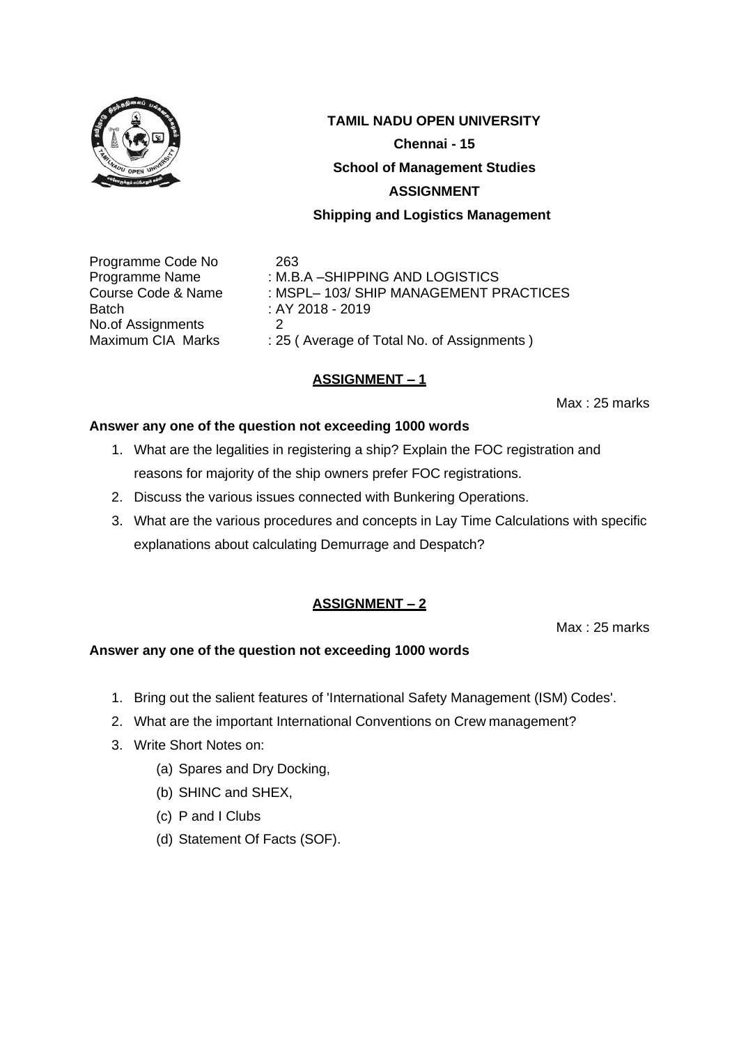**TAMIL NADU OPEN UNIVERSITY**

**Chennai - 15**

**School of Management Studies**

**ASSIGNMENT**

**Shipping and Logistics Management**

Programme Code No 263
Programme Name : M.B.A –SHIPPING AND LOGISTICS
Course Code & Name : MSPL– 103/ SHIP MANAGEMENT PRACTICES
Batch : AY 2018 - 2019
No.of Assignments 2
Maximum CIA Marks : 25 ( Average of Total No. of Assignments )

## ASSIGNMENT – 1

Max : 25 marks

**Answer any one of the question not exceeding 1000 words**

1. What are the legalities in registering a ship? Explain the FOC registration and reasons for majority of the ship owners prefer FOC registrations.
2. Discuss the various issues connected with Bunkering Operations.
3. What are the various procedures and concepts in Lay Time Calculations with specific explanations about calculating Demurrage and Despatch?

## ASSIGNMENT – 2

Max : 25 marks

**Answer any one of the question not exceeding 1000 words**

1. Bring out the salient features of 'International Safety Management (ISM) Codes'.
2. What are the important International Conventions on Crew management?
3. Write Short Notes on:
   - (a) Spares and Dry Docking,
   - (b) SHINC and SHEX,
   - (c) P and I Clubs
   - (d) Statement Of Facts (SOF).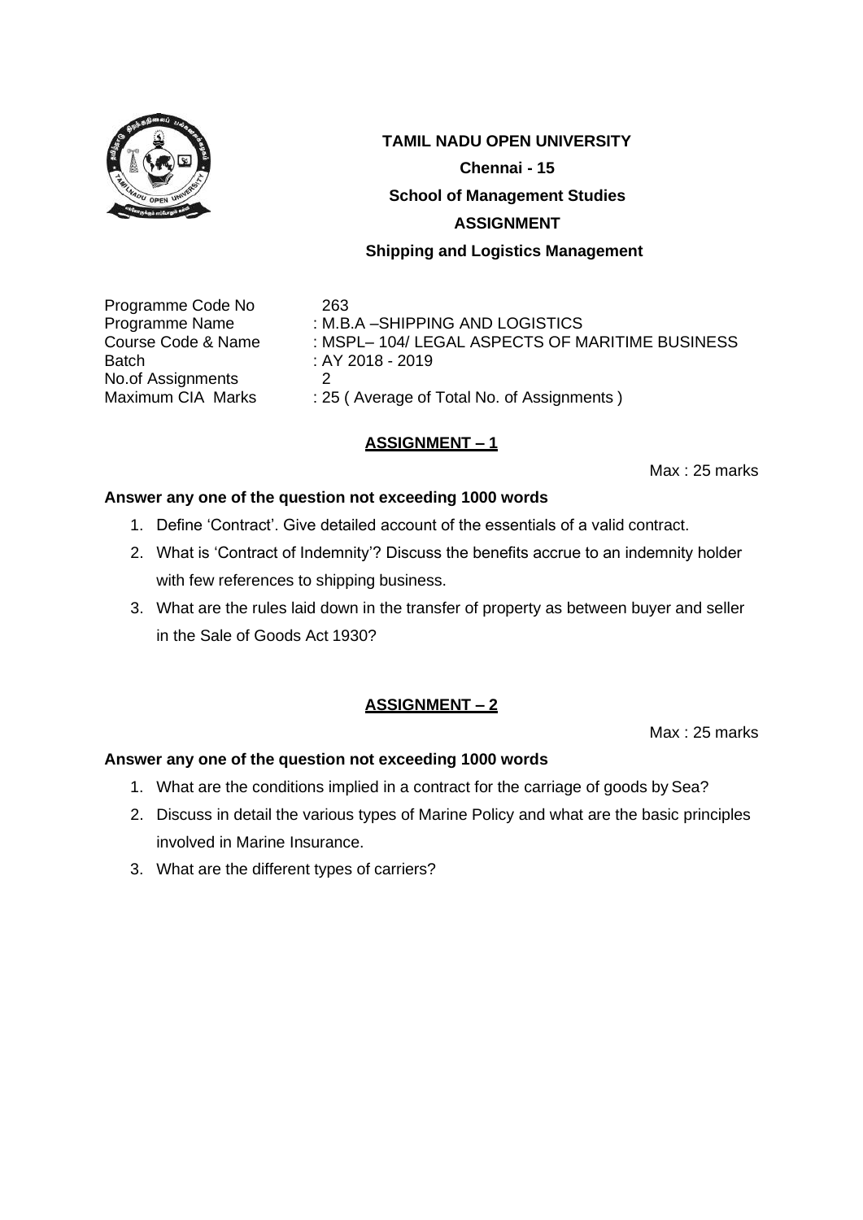**TAMIL NADU OPEN UNIVERSITY**

**Chennai - 15**

**School of Management Studies**

**ASSIGNMENT**

**Shipping and Logistics Management**

| | |
|---|---|
| Programme Code No | 263 |
| Programme Name | : M.B.A –SHIPPING AND LOGISTICS |
| Course Code & Name | : MSPL– 104/ LEGAL ASPECTS OF MARITIME BUSINESS |
| Batch | : AY 2018 - 2019 |
| No.of Assignments | 2 |
| Maximum CIA Marks | : 25 ( Average of Total No. of Assignments ) |

## ASSIGNMENT – 1

Max : 25 marks

**Answer any one of the question not exceeding 1000 words**

1. Define 'Contract'. Give detailed account of the essentials of a valid contract.
2. What is 'Contract of Indemnity'? Discuss the benefits accrue to an indemnity holder with few references to shipping business.
3. What are the rules laid down in the transfer of property as between buyer and seller in the Sale of Goods Act 1930?

## ASSIGNMENT – 2

Max : 25 marks

**Answer any one of the question not exceeding 1000 words**

1. What are the conditions implied in a contract for the carriage of goods by Sea?
2. Discuss in detail the various types of Marine Policy and what are the basic principles involved in Marine Insurance.
3. What are the different types of carriers?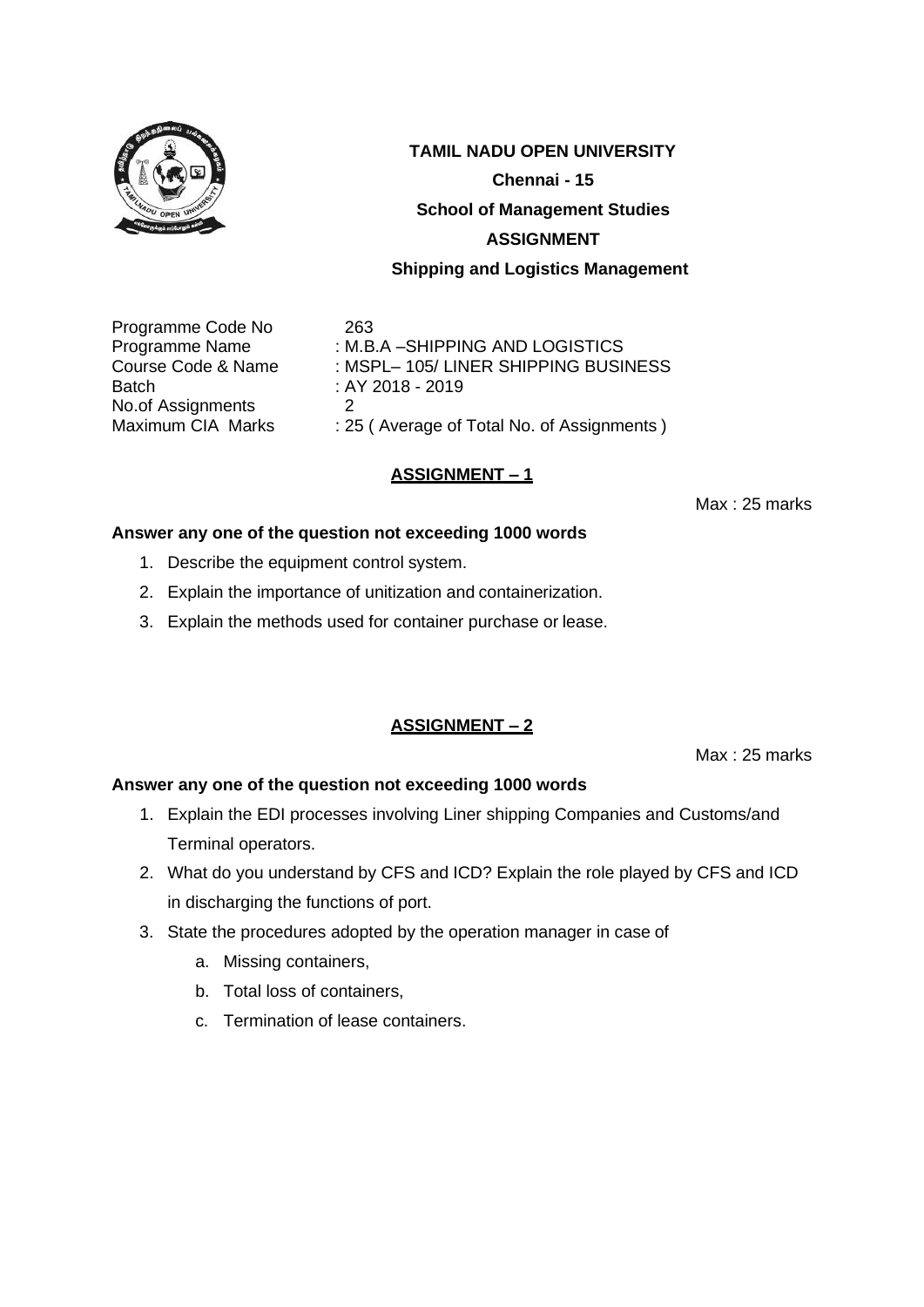**TAMIL NADU OPEN UNIVERSITY**

**Chennai - 15**

**School of Management Studies**

**ASSIGNMENT**

**Shipping and Logistics Management**

Programme Code No 263
Programme Name : M.B.A –SHIPPING AND LOGISTICS
Course Code & Name : MSPL– 105/ LINER SHIPPING BUSINESS
Batch : AY 2018 - 2019
No.of Assignments 2
Maximum CIA Marks : 25 ( Average of Total No. of Assignments )

## ASSIGNMENT – 1

Max : 25 marks

**Answer any one of the question not exceeding 1000 words**

1. Describe the equipment control system.
2. Explain the importance of unitization and containerization.
3. Explain the methods used for container purchase or lease.

## ASSIGNMENT – 2

Max : 25 marks

**Answer any one of the question not exceeding 1000 words**

1. Explain the EDI processes involving Liner shipping Companies and Customs/and Terminal operators.
2. What do you understand by CFS and ICD? Explain the role played by CFS and ICD in discharging the functions of port.
3. State the procedures adopted by the operation manager in case of
   a. Missing containers,
   b. Total loss of containers,
   c. Termination of lease containers.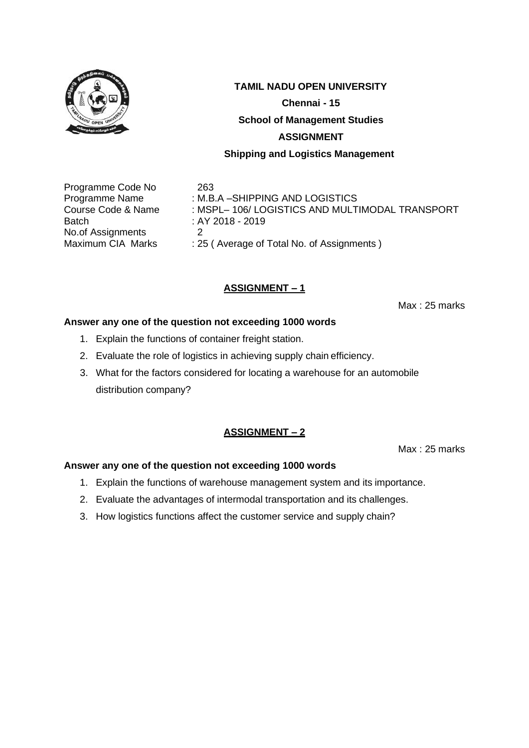**TAMIL NADU OPEN UNIVERSITY**

**Chennai - 15**

**School of Management Studies**

**ASSIGNMENT**

**Shipping and Logistics Management**

Programme Code No 263
Programme Name : M.B.A –SHIPPING AND LOGISTICS
Course Code & Name : MSPL– 106/ LOGISTICS AND MULTIMODAL TRANSPORT
Batch : AY 2018 - 2019
No.of Assignments 2
Maximum CIA Marks : 25 ( Average of Total No. of Assignments )

## ASSIGNMENT – 1

Max : 25 marks

**Answer any one of the question not exceeding 1000 words**

1. Explain the functions of container freight station.
2. Evaluate the role of logistics in achieving supply chain efficiency.
3. What for the factors considered for locating a warehouse for an automobile distribution company?

## ASSIGNMENT – 2

Max : 25 marks

**Answer any one of the question not exceeding 1000 words**

1. Explain the functions of warehouse management system and its importance.
2. Evaluate the advantages of intermodal transportation and its challenges.
3. How logistics functions affect the customer service and supply chain?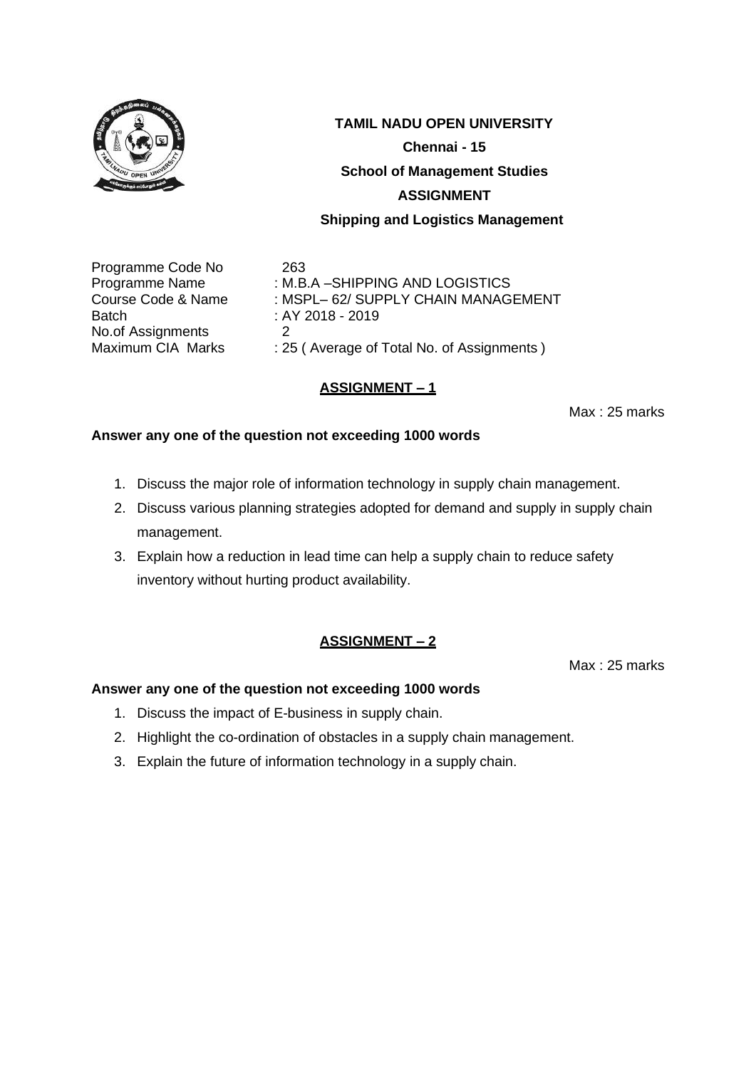**TAMIL NADU OPEN UNIVERSITY**

**Chennai - 15**

**School of Management Studies**

**ASSIGNMENT**

**Shipping and Logistics Management**

| | |
|---|---|
| Programme Code No | 263 |
| Programme Name | : M.B.A –SHIPPING AND LOGISTICS |
| Course Code & Name | : MSPL– 62/ SUPPLY CHAIN MANAGEMENT |
| Batch | : AY 2018 - 2019 |
| No.of Assignments | 2 |
| Maximum CIA Marks | : 25 ( Average of Total No. of Assignments ) |

## ASSIGNMENT – 1

Max : 25 marks

**Answer any one of the question not exceeding 1000 words**

1. Discuss the major role of information technology in supply chain management.
2. Discuss various planning strategies adopted for demand and supply in supply chain management.
3. Explain how a reduction in lead time can help a supply chain to reduce safety inventory without hurting product availability.

## ASSIGNMENT – 2

Max : 25 marks

**Answer any one of the question not exceeding 1000 words**

1. Discuss the impact of E-business in supply chain.
2. Highlight the co-ordination of obstacles in a supply chain management.
3. Explain the future of information technology in a supply chain.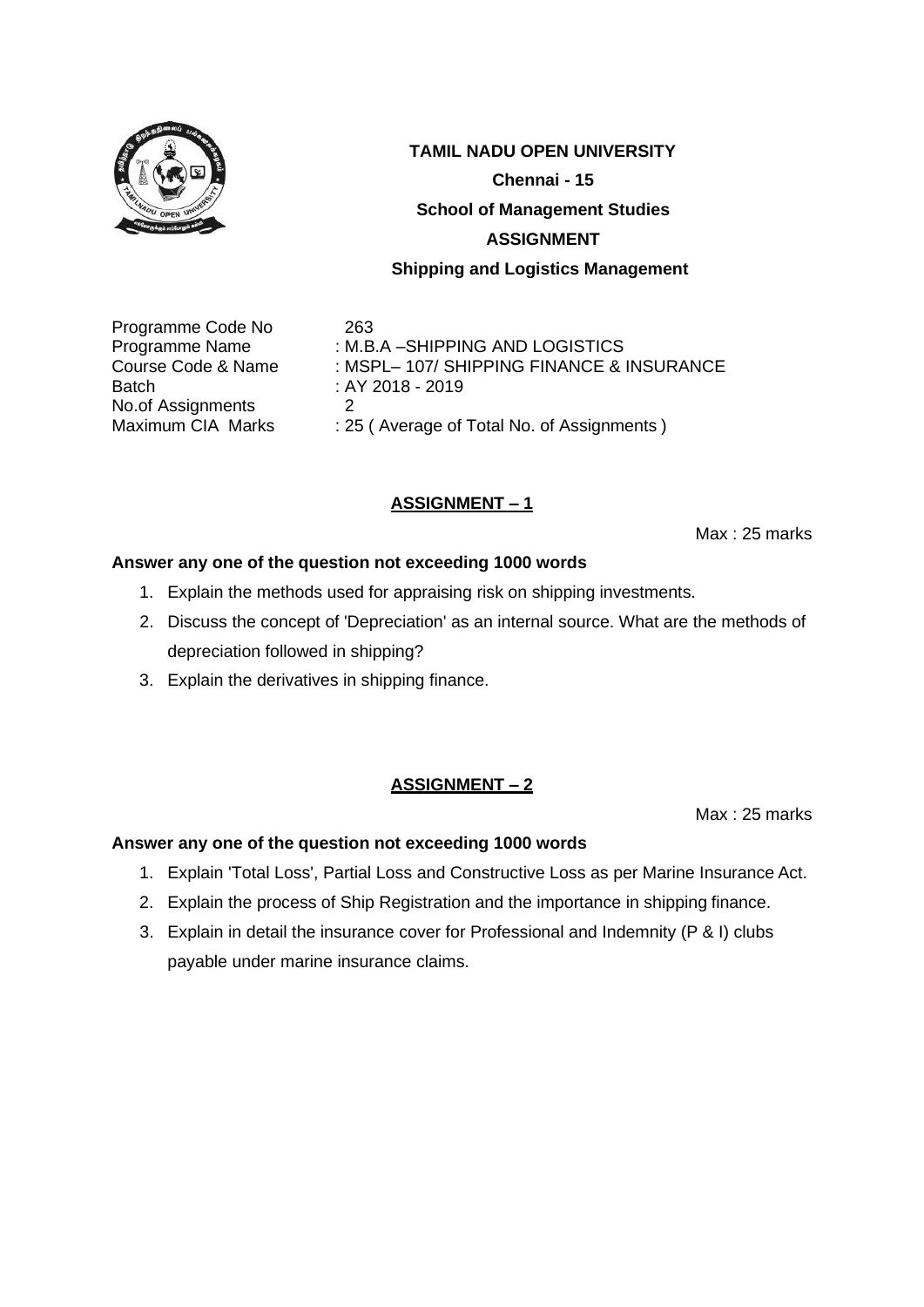**TAMIL NADU OPEN UNIVERSITY**

**Chennai - 15**

**School of Management Studies**

**ASSIGNMENT**

**Shipping and Logistics Management**

| | |
|---|---|
| Programme Code No | 263 |
| Programme Name | : M.B.A –SHIPPING AND LOGISTICS |
| Course Code & Name | : MSPL– 107/ SHIPPING FINANCE & INSURANCE |
| Batch | : AY 2018 - 2019 |
| No.of Assignments | 2 |
| Maximum CIA Marks | : 25 ( Average of Total No. of Assignments ) |

## ASSIGNMENT – 1

Max : 25 marks

**Answer any one of the question not exceeding 1000 words**

1. Explain the methods used for appraising risk on shipping investments.
2. Discuss the concept of 'Depreciation' as an internal source. What are the methods of depreciation followed in shipping?
3. Explain the derivatives in shipping finance.

## ASSIGNMENT – 2

Max : 25 marks

**Answer any one of the question not exceeding 1000 words**

1. Explain 'Total Loss', Partial Loss and Constructive Loss as per Marine Insurance Act.
2. Explain the process of Ship Registration and the importance in shipping finance.
3. Explain in detail the insurance cover for Professional and Indemnity (P & I) clubs payable under marine insurance claims.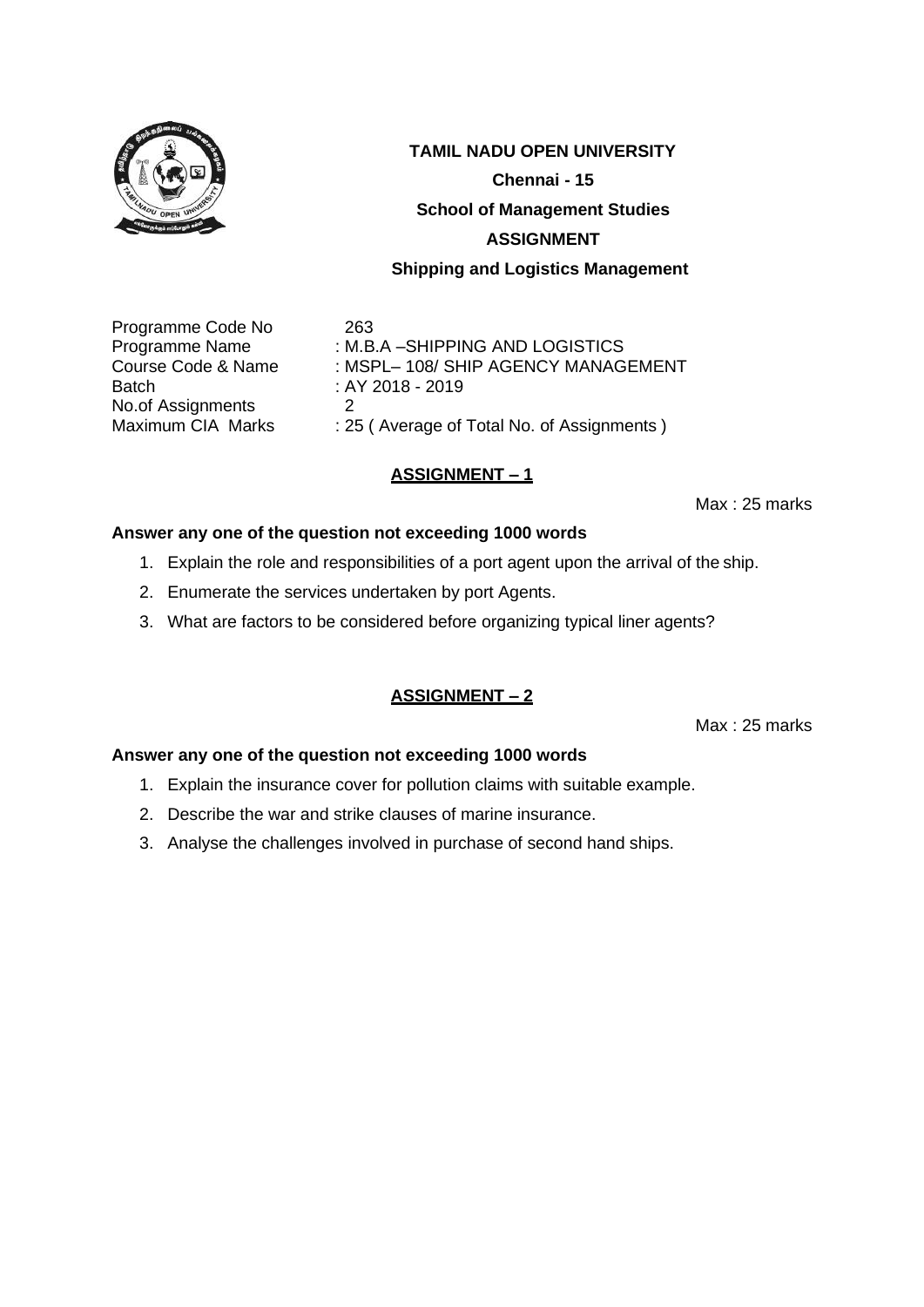**TAMIL NADU OPEN UNIVERSITY**

**Chennai - 15**

**School of Management Studies**

**ASSIGNMENT**

**Shipping and Logistics Management**

| | |
|---|---|
| Programme Code No | 263 |
| Programme Name | : M.B.A –SHIPPING AND LOGISTICS |
| Course Code & Name | : MSPL– 108/ SHIP AGENCY MANAGEMENT |
| Batch | : AY 2018 - 2019 |
| No.of Assignments | 2 |
| Maximum CIA Marks | : 25 ( Average of Total No. of Assignments ) |

## ASSIGNMENT – 1

Max : 25 marks

**Answer any one of the question not exceeding 1000 words**

1. Explain the role and responsibilities of a port agent upon the arrival of the ship.
2. Enumerate the services undertaken by port Agents.
3. What are factors to be considered before organizing typical liner agents?

## ASSIGNMENT – 2

Max : 25 marks

**Answer any one of the question not exceeding 1000 words**

1. Explain the insurance cover for pollution claims with suitable example.
2. Describe the war and strike clauses of marine insurance.
3. Analyse the challenges involved in purchase of second hand ships.